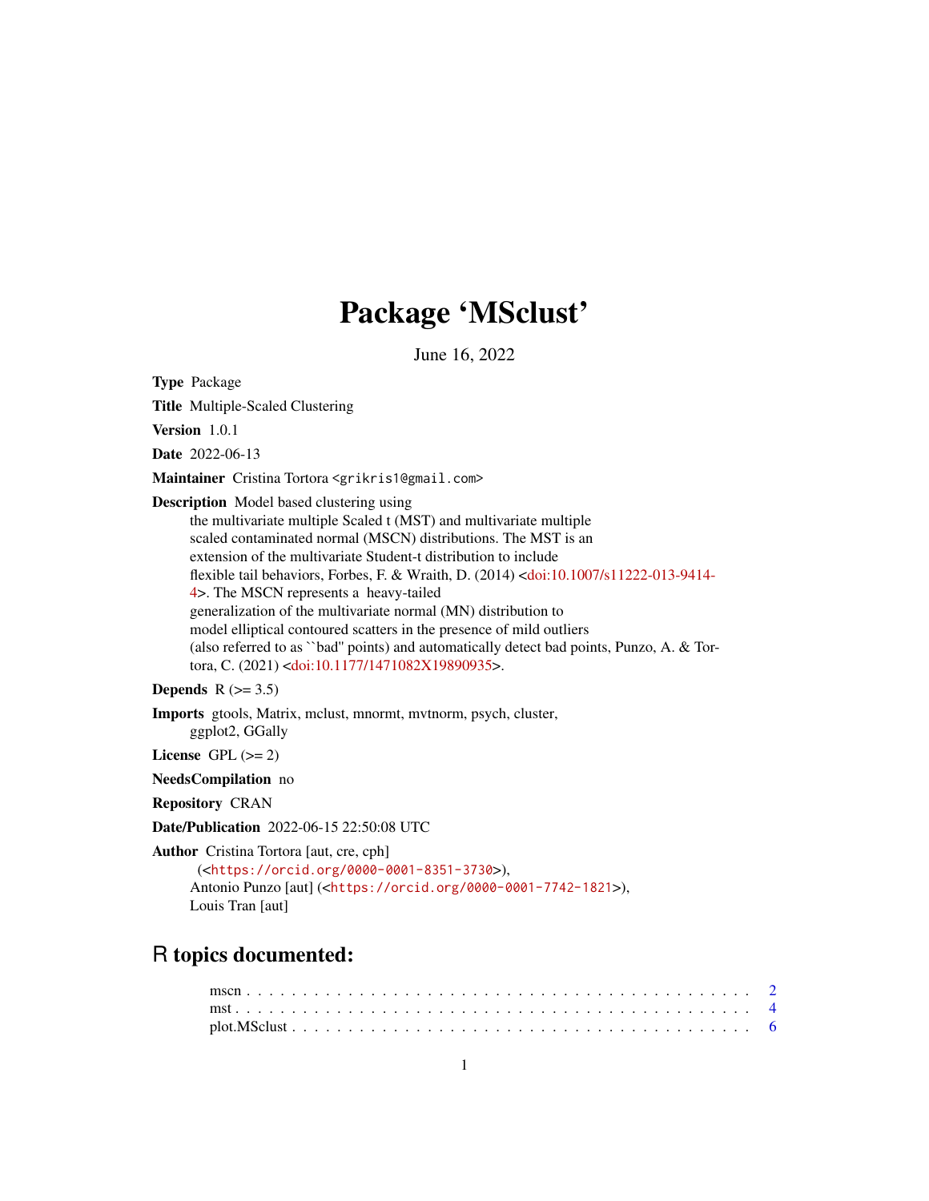# Package 'MSclust'

June 16, 2022

**Type** Package

**Title** Multiple-Scaled Clustering

**Version** 1.0.1

**Date** 2022-06-13

**Maintainer** Cristina Tortora <grikris1@gmail.com>

**Description** Model based clustering using the multivariate multiple Scaled t (MST) and multivariate multiple scaled contaminated normal (MSCN) distributions. The MST is an extension of the multivariate Student-t distribution to include flexible tail behaviors, Forbes, F. & Wraith, D. (2014) <doi:10.1007/s11222-013-9414-4>. The MSCN represents a heavy-tailed generalization of the multivariate normal (MN) distribution to model elliptical contoured scatters in the presence of mild outliers (also referred to as ``bad'' points) and automatically detect bad points, Punzo, A. & Tortora, C. (2021) <doi:10.1177/1471082X19890935>.

**Depends** R (>= 3.5)

**Imports** gtools, Matrix, mclust, mnormt, mvtnorm, psych, cluster, ggplot2, GGally

**License** GPL (>= 2)

**NeedsCompilation** no

**Repository** CRAN

**Date/Publication** 2022-06-15 22:50:08 UTC

**Author** Cristina Tortora [aut, cre, cph] (<https://orcid.org/0000-0001-8351-3730>), Antonio Punzo [aut] (<https://orcid.org/0000-0001-7742-1821>), Louis Tran [aut]

## R topics documented:

mscn . . . . . . . . . . . . . . . . . . . . . . . . . . . . . . . . . . . . . . . . . . 2
mst . . . . . . . . . . . . . . . . . . . . . . . . . . . . . . . . . . . . . . . . . . . 4
plot.MSclust . . . . . . . . . . . . . . . . . . . . . . . . . . . . . . . . . . . . . . 6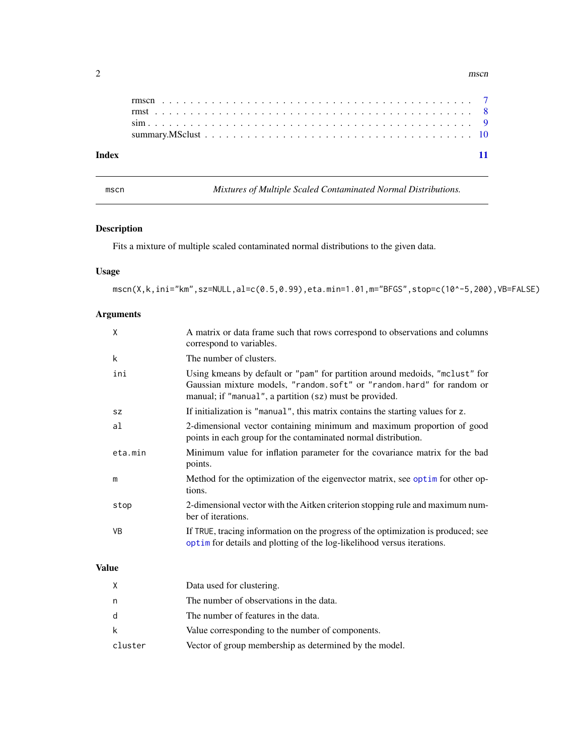rmscn . . . . . . . . . . . . . . . . . . . . . . . . . . . . . . . . . . . . . . . . . . 7
rmst . . . . . . . . . . . . . . . . . . . . . . . . . . . . . . . . . . . . . . . . . . . 8
sim . . . . . . . . . . . . . . . . . . . . . . . . . . . . . . . . . . . . . . . . . . . . 9
summary.MSclust . . . . . . . . . . . . . . . . . . . . . . . . . . . . . . . . . . . . . 10

**Index** **11**

---

`mscn` *Mixtures of Multiple Scaled Contaminated Normal Distributions.*

---

## Description

Fits a mixture of multiple scaled contaminated normal distributions to the given data.

## Usage

```
mscn(X,k,ini="km",sz=NULL,al=c(0.5,0.99),eta.min=1.01,m="BFGS",stop=c(10^-5,200),VB=FALSE)
```

## Arguments

| | |
|---|---|
| `X` | A matrix or data frame such that rows correspond to observations and columns correspond to variables. |
| `k` | The number of clusters. |
| `ini` | Using kmeans by default or `"pam"` for partition around medoids, `"mclust"` for Gaussian mixture models, `"random.soft"` or `"random.hard"` for random or manual; if `"manual"`, a partition (`sz`) must be provided. |
| `sz` | If initialization is `"manual"`, this matrix contains the starting values for `z`. |
| `al` | 2-dimensional vector containing minimum and maximum proportion of good points in each group for the contaminated normal distribution. |
| `eta.min` | Minimum value for inflation parameter for the covariance matrix for the bad points. |
| `m` | Method for the optimization of the eigenvector matrix, see `optim` for other options. |
| `stop` | 2-dimensional vector with the Aitken criterion stopping rule and maximum number of iterations. |
| `VB` | If `TRUE`, tracing information on the progress of the optimization is produced; see `optim` for details and plotting of the log-likelihood versus iterations. |

## Value

| | |
|---|---|
| `X` | Data used for clustering. |
| `n` | The number of observations in the data. |
| `d` | The number of features in the data. |
| `k` | Value corresponding to the number of components. |
| `cluster` | Vector of group membership as determined by the model. |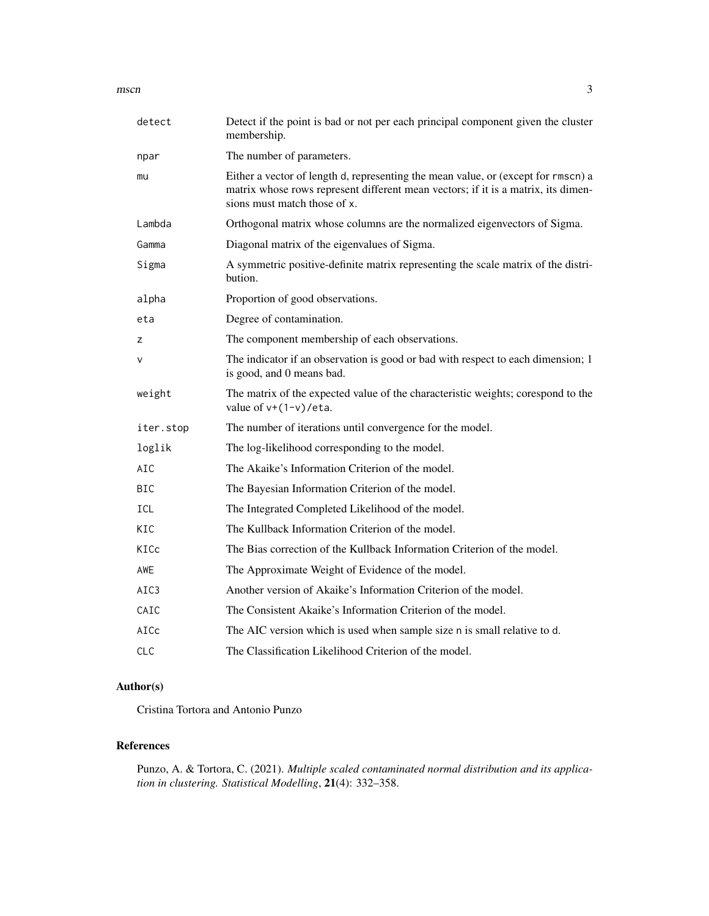| | |
|---|---|
| `detect` | Detect if the point is bad or not per each principal component given the cluster membership. |
| `npar` | The number of parameters. |
| `mu` | Either a vector of length `d`, representing the mean value, or (except for `rmscn`) a matrix whose rows represent different mean vectors; if it is a matrix, its dimensions must match those of `x`. |
| `Lambda` | Orthogonal matrix whose columns are the normalized eigenvectors of Sigma. |
| `Gamma` | Diagonal matrix of the eigenvalues of Sigma. |
| `Sigma` | A symmetric positive-definite matrix representing the scale matrix of the distribution. |
| `alpha` | Proportion of good observations. |
| `eta` | Degree of contamination. |
| `z` | The component membership of each observations. |
| `v` | The indicator if an observation is good or bad with respect to each dimension; 1 is good, and 0 means bad. |
| `weight` | The matrix of the expected value of the characteristic weights; corespond to the value of `v+(1-v)/eta`. |
| `iter.stop` | The number of iterations until convergence for the model. |
| `loglik` | The log-likelihood corresponding to the model. |
| `AIC` | The Akaike's Information Criterion of the model. |
| `BIC` | The Bayesian Information Criterion of the model. |
| `ICL` | The Integrated Completed Likelihood of the model. |
| `KIC` | The Kullback Information Criterion of the model. |
| `KICc` | The Bias correction of the Kullback Information Criterion of the model. |
| `AWE` | The Approximate Weight of Evidence of the model. |
| `AIC3` | Another version of Akaike's Information Criterion of the model. |
| `CAIC` | The Consistent Akaike's Information Criterion of the model. |
| `AICc` | The AIC version which is used when sample size `n` is small relative to `d`. |
| `CLC` | The Classification Likelihood Criterion of the model. |

## Author(s)

Cristina Tortora and Antonio Punzo

## References

Punzo, A. & Tortora, C. (2021). *Multiple scaled contaminated normal distribution and its application in clustering. Statistical Modelling*, **21**(4): 332–358.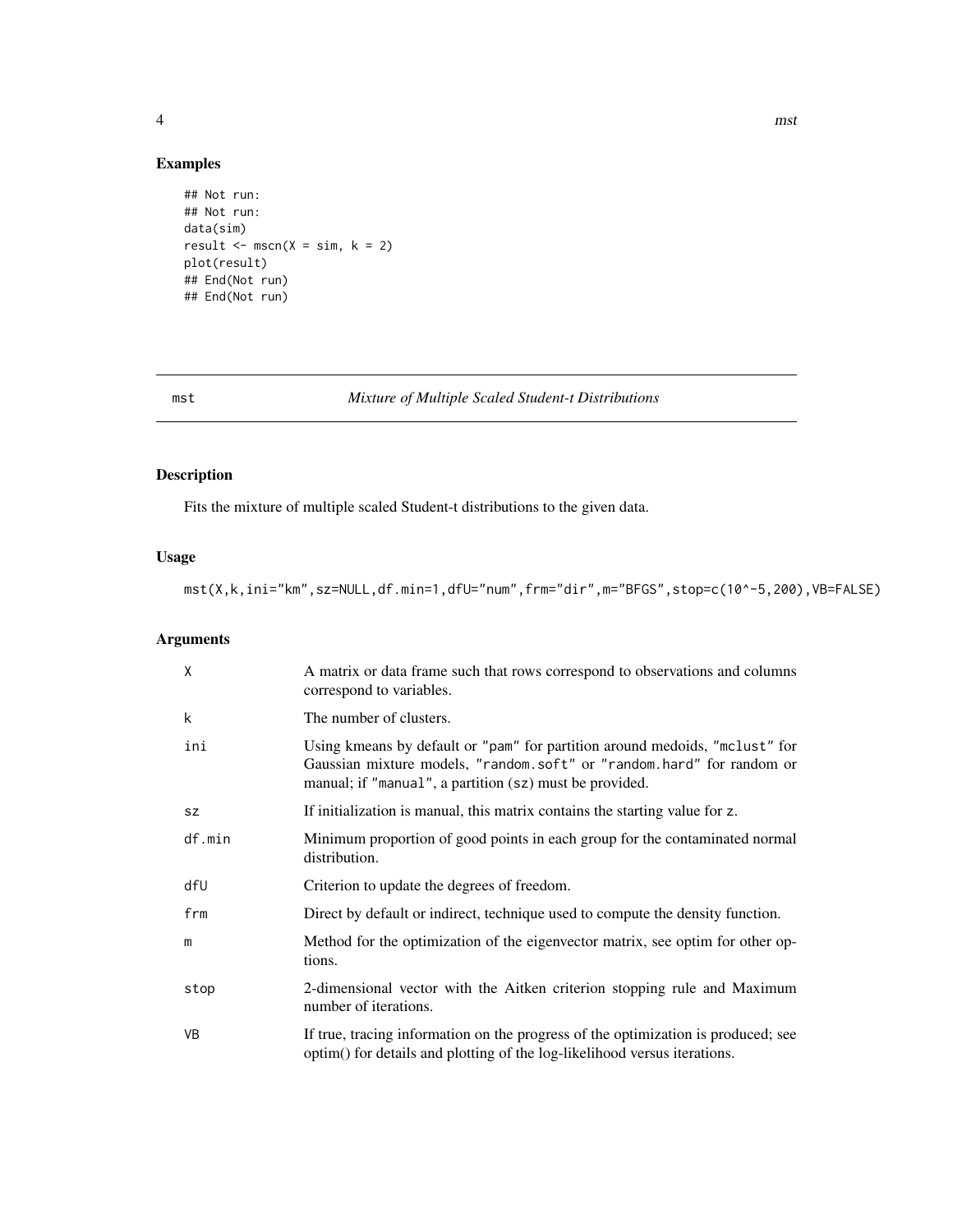## Examples

```
## Not run:
## Not run:
data(sim)
result <- mscn(X = sim, k = 2)
plot(result)
## End(Not run)
## End(Not run)
```

---

## mst — *Mixture of Multiple Scaled Student-t Distributions*

---

### Description

Fits the mixture of multiple scaled Student-t distributions to the given data.

### Usage

```
mst(X,k,ini="km",sz=NULL,df.min=1,dfU="num",frm="dir",m="BFGS",stop=c(10^-5,200),VB=FALSE)
```

### Arguments

| | |
|---|---|
| X | A matrix or data frame such that rows correspond to observations and columns correspond to variables. |
| k | The number of clusters. |
| ini | Using kmeans by default or "pam" for partition around medoids, "mclust" for Gaussian mixture models, "random.soft" or "random.hard" for random or manual; if "manual", a partition (sz) must be provided. |
| sz | If initialization is manual, this matrix contains the starting value for z. |
| df.min | Minimum proportion of good points in each group for the contaminated normal distribution. |
| dfU | Criterion to update the degrees of freedom. |
| frm | Direct by default or indirect, technique used to compute the density function. |
| m | Method for the optimization of the eigenvector matrix, see optim for other options. |
| stop | 2-dimensional vector with the Aitken criterion stopping rule and Maximum number of iterations. |
| VB | If true, tracing information on the progress of the optimization is produced; see optim() for details and plotting of the log-likelihood versus iterations. |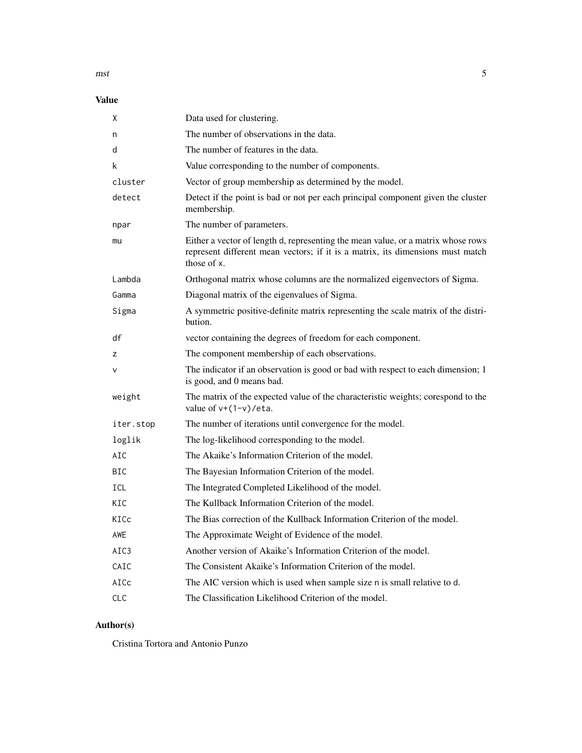## Value

| | |
|---|---|
| `X` | Data used for clustering. |
| `n` | The number of observations in the data. |
| `d` | The number of features in the data. |
| `k` | Value corresponding to the number of components. |
| `cluster` | Vector of group membership as determined by the model. |
| `detect` | Detect if the point is bad or not per each principal component given the cluster membership. |
| `npar` | The number of parameters. |
| `mu` | Either a vector of length `d`, representing the mean value, or a matrix whose rows represent different mean vectors; if it is a matrix, its dimensions must match those of `x`. |
| `Lambda` | Orthogonal matrix whose columns are the normalized eigenvectors of Sigma. |
| `Gamma` | Diagonal matrix of the eigenvalues of Sigma. |
| `Sigma` | A symmetric positive-definite matrix representing the scale matrix of the distribution. |
| `df` | vector containing the degrees of freedom for each component. |
| `z` | The component membership of each observations. |
| `v` | The indicator if an observation is good or bad with respect to each dimension; 1 is good, and 0 means bad. |
| `weight` | The matrix of the expected value of the characteristic weights; corespond to the value of `v+(1-v)/eta`. |
| `iter.stop` | The number of iterations until convergence for the model. |
| `loglik` | The log-likelihood corresponding to the model. |
| `AIC` | The Akaike's Information Criterion of the model. |
| `BIC` | The Bayesian Information Criterion of the model. |
| `ICL` | The Integrated Completed Likelihood of the model. |
| `KIC` | The Kullback Information Criterion of the model. |
| `KICc` | The Bias correction of the Kullback Information Criterion of the model. |
| `AWE` | The Approximate Weight of Evidence of the model. |
| `AIC3` | Another version of Akaike's Information Criterion of the model. |
| `CAIC` | The Consistent Akaike's Information Criterion of the model. |
| `AICc` | The AIC version which is used when sample size `n` is small relative to `d`. |
| `CLC` | The Classification Likelihood Criterion of the model. |

## Author(s)

Cristina Tortora and Antonio Punzo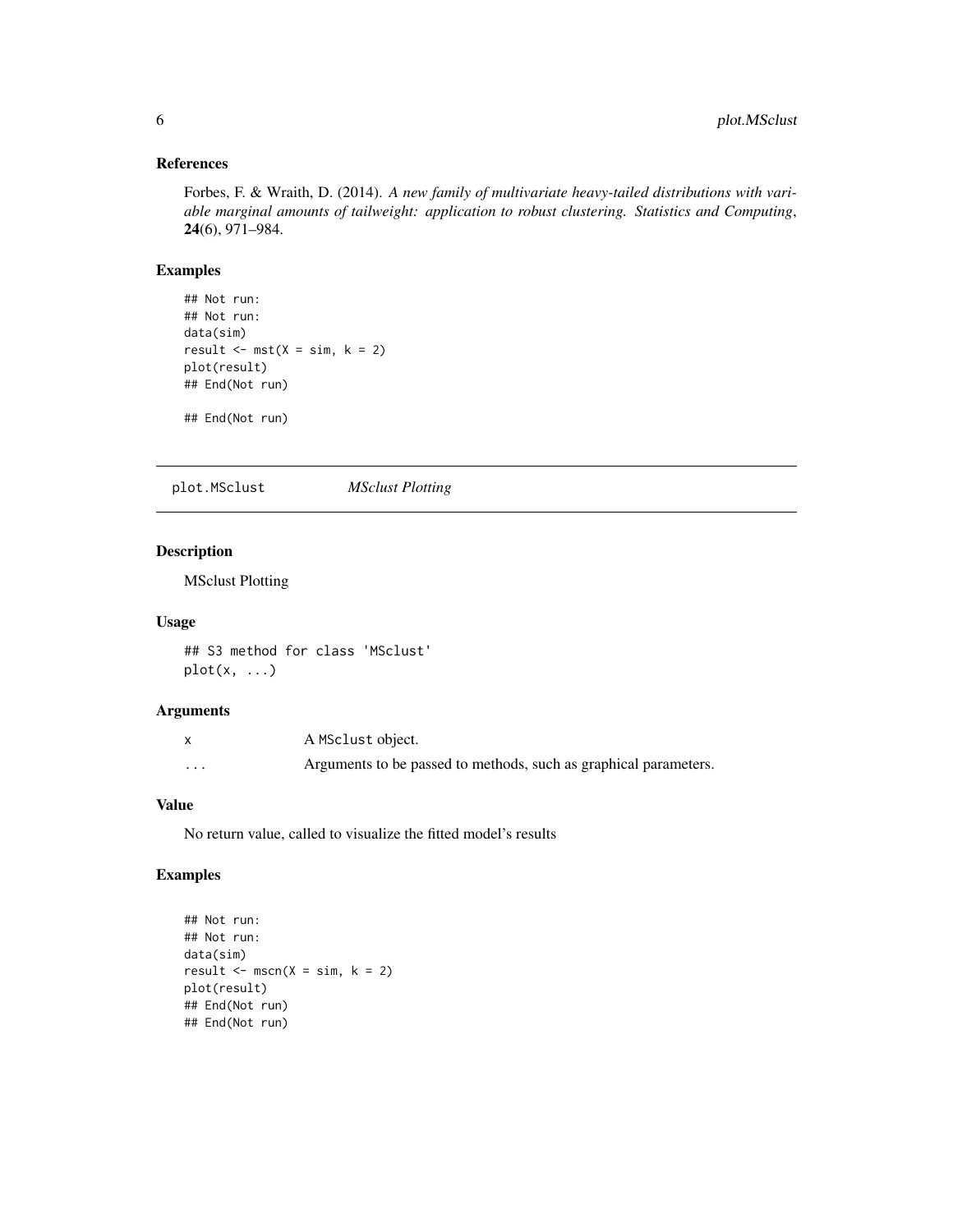### References

Forbes, F. & Wraith, D. (2014). *A new family of multivariate heavy-tailed distributions with variable marginal amounts of tailweight: application to robust clustering. Statistics and Computing*, **24**(6), 971–984.

### Examples

```
## Not run:
## Not run:
data(sim)
result <- mst(X = sim, k = 2)
plot(result)
## End(Not run)

## End(Not run)
```

---

## plot.MSclust *MSclust Plotting*

### Description

MSclust Plotting

### Usage

```
## S3 method for class 'MSclust'
plot(x, ...)
```

### Arguments

| | |
|---|---|
| x | A MSclust object. |
| ... | Arguments to be passed to methods, such as graphical parameters. |

### Value

No return value, called to visualize the fitted model's results

### Examples

```
## Not run:
## Not run:
data(sim)
result <- mscn(X = sim, k = 2)
plot(result)
## End(Not run)
## End(Not run)
```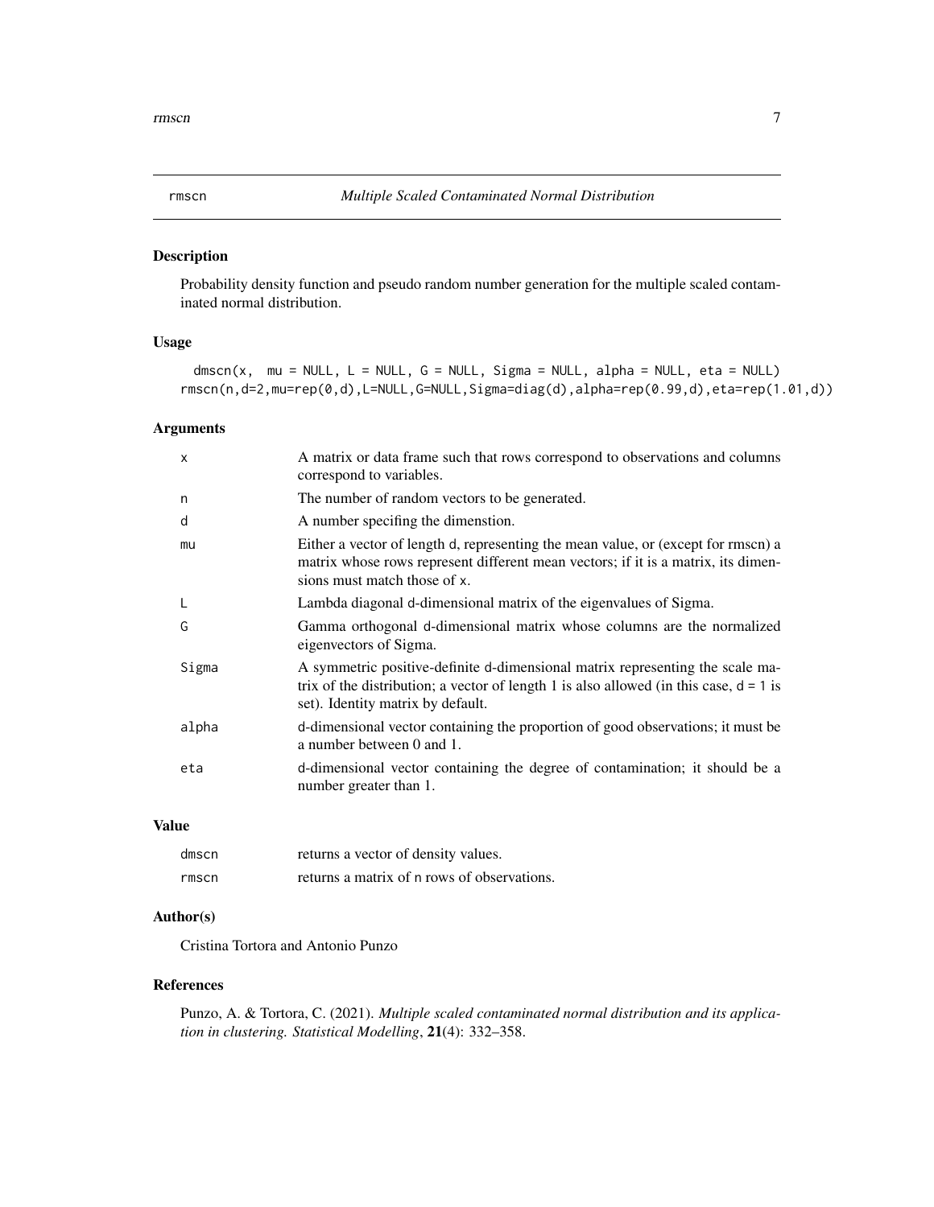rmscn    *Multiple Scaled Contaminated Normal Distribution*

## Description

Probability density function and pseudo random number generation for the multiple scaled contaminated normal distribution.

## Usage

```
 dmscn(x,  mu = NULL, L = NULL, G = NULL, Sigma = NULL, alpha = NULL, eta = NULL)
rmscn(n,d=2,mu=rep(0,d),L=NULL,G=NULL,Sigma=diag(d),alpha=rep(0.99,d),eta=rep(1.01,d))
```

## Arguments

| | |
|---|---|
| x | A matrix or data frame such that rows correspond to observations and columns correspond to variables. |
| n | The number of random vectors to be generated. |
| d | A number specifing the dimenstion. |
| mu | Either a vector of length d, representing the mean value, or (except for rmscn) a matrix whose rows represent different mean vectors; if it is a matrix, its dimensions must match those of x. |
| L | Lambda diagonal d-dimensional matrix of the eigenvalues of Sigma. |
| G | Gamma orthogonal d-dimensional matrix whose columns are the normalized eigenvectors of Sigma. |
| Sigma | A symmetric positive-definite d-dimensional matrix representing the scale matrix of the distribution; a vector of length 1 is also allowed (in this case, d = 1 is set). Identity matrix by default. |
| alpha | d-dimensional vector containing the proportion of good observations; it must be a number between 0 and 1. |
| eta | d-dimensional vector containing the degree of contamination; it should be a number greater than 1. |

## Value

| | |
|---|---|
| dmscn | returns a vector of density values. |
| rmscn | returns a matrix of n rows of observations. |

## Author(s)

Cristina Tortora and Antonio Punzo

## References

Punzo, A. & Tortora, C. (2021). *Multiple scaled contaminated normal distribution and its application in clustering. Statistical Modelling*, **21**(4): 332–358.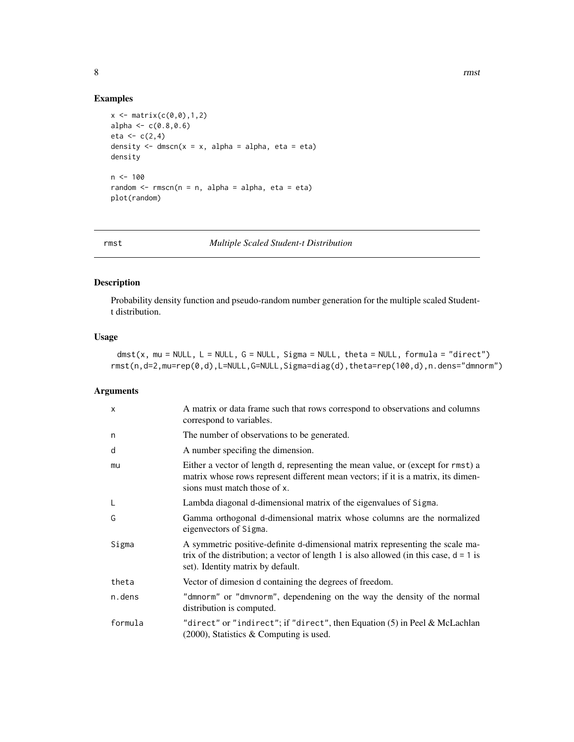## Examples

```
x <- matrix(c(0,0),1,2)
alpha <- c(0.8,0.6)
eta <- c(2,4)
density <- dmscn(x = x, alpha = alpha, eta = eta)
density

n <- 100
random <- rmscn(n = n, alpha = alpha, eta = eta)
plot(random)
```

---

# rmst *Multiple Scaled Student-t Distribution*

---

## Description

Probability density function and pseudo-random number generation for the multiple scaled Student-t distribution.

## Usage

```
dmst(x, mu = NULL, L = NULL, G = NULL, Sigma = NULL, theta = NULL, formula = "direct")
rmst(n,d=2,mu=rep(0,d),L=NULL,G=NULL,Sigma=diag(d),theta=rep(100,d),n.dens="dmnorm")
```

## Arguments

| | |
|---|---|
| x | A matrix or data frame such that rows correspond to observations and columns correspond to variables. |
| n | The number of observations to be generated. |
| d | A number specifing the dimension. |
| mu | Either a vector of length d, representing the mean value, or (except for rmst) a matrix whose rows represent different mean vectors; if it is a matrix, its dimensions must match those of x. |
| L | Lambda diagonal d-dimensional matrix of the eigenvalues of Sigma. |
| G | Gamma orthogonal d-dimensional matrix whose columns are the normalized eigenvectors of Sigma. |
| Sigma | A symmetric positive-definite d-dimensional matrix representing the scale matrix of the distribution; a vector of length 1 is also allowed (in this case, d = 1 is set). Identity matrix by default. |
| theta | Vector of dimesion d containing the degrees of freedom. |
| n.dens | "dmnorm" or "dmvnorm", dependening on the way the density of the normal distribution is computed. |
| formula | "direct" or "indirect"; if "direct", then Equation (5) in Peel & McLachlan (2000), Statistics & Computing is used. |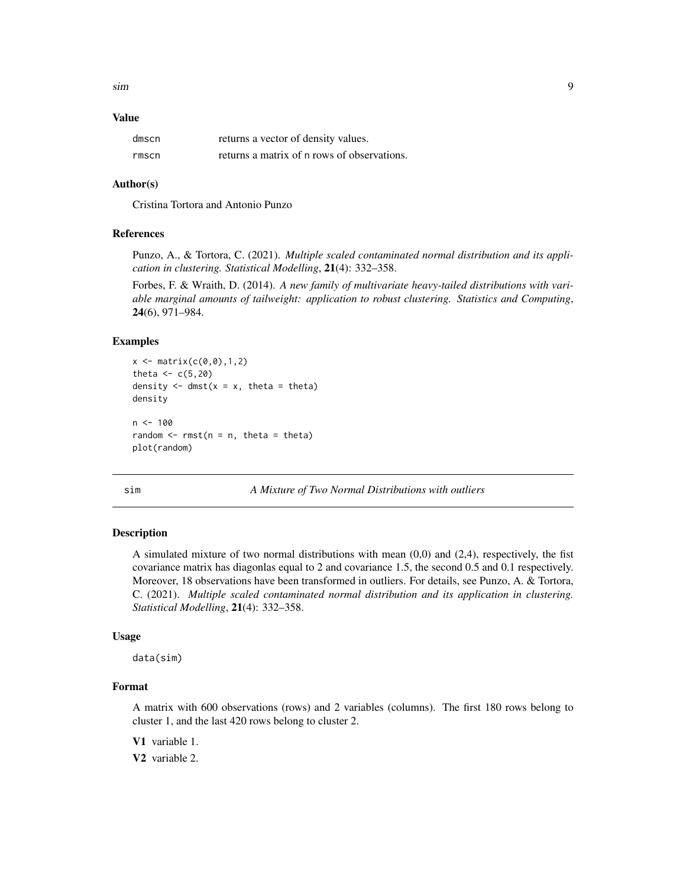### Value

| | |
|---|---|
| dmscn | returns a vector of density values. |
| rmscn | returns a matrix of n rows of observations. |

### Author(s)

Cristina Tortora and Antonio Punzo

### References

Punzo, A., & Tortora, C. (2021). *Multiple scaled contaminated normal distribution and its application in clustering. Statistical Modelling*, **21**(4): 332–358.

Forbes, F. & Wraith, D. (2014). *A new family of multivariate heavy-tailed distributions with variable marginal amounts of tailweight: application to robust clustering. Statistics and Computing*, **24**(6), 971–984.

### Examples

```
x <- matrix(c(0,0),1,2)
theta <- c(5,20)
density <- dmst(x = x, theta = theta)
density

n <- 100
random <- rmst(n = n, theta = theta)
plot(random)
```

---

## sim — *A Mixture of Two Normal Distributions with outliers*

### Description

A simulated mixture of two normal distributions with mean (0,0) and (2,4), respectively, the fist covariance matrix has diagonlas equal to 2 and covariance 1.5, the second 0.5 and 0.1 respectively. Moreover, 18 observations have been transformed in outliers. For details, see Punzo, A. & Tortora, C. (2021). *Multiple scaled contaminated normal distribution and its application in clustering. Statistical Modelling*, **21**(4): 332–358.

### Usage

```
data(sim)
```

### Format

A matrix with 600 observations (rows) and 2 variables (columns). The first 180 rows belong to cluster 1, and the last 420 rows belong to cluster 2.

**V1** variable 1.

**V2** variable 2.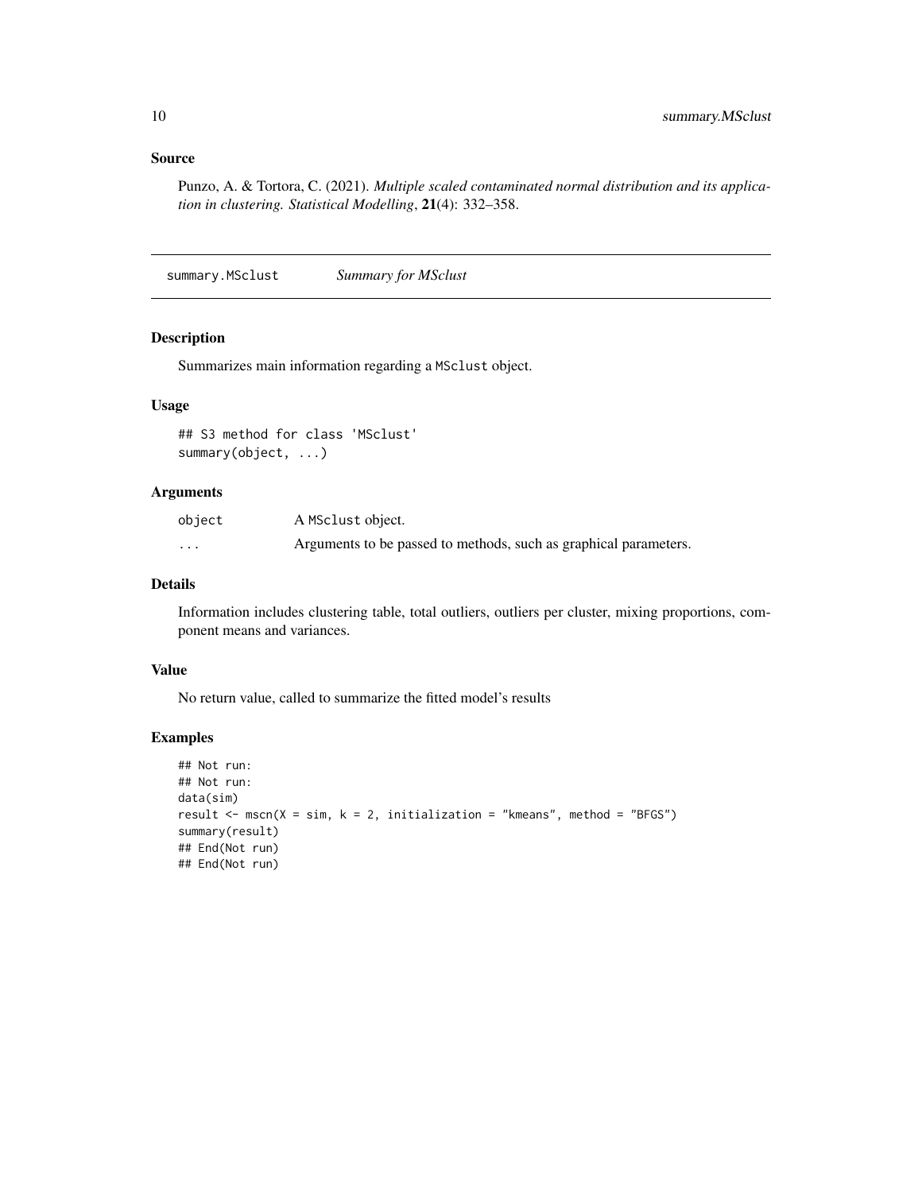## Source

Punzo, A. & Tortora, C. (2021). *Multiple scaled contaminated normal distribution and its application in clustering. Statistical Modelling*, **21**(4): 332–358.

---

# summary.MSclust — *Summary for MSclust*

---

### Description

Summarizes main information regarding a `MSclust` object.

### Usage

```
## S3 method for class 'MSclust'
summary(object, ...)
```

### Arguments

| | |
|---|---|
| `object` | A `MSclust` object. |
| `...` | Arguments to be passed to methods, such as graphical parameters. |

### Details

Information includes clustering table, total outliers, outliers per cluster, mixing proportions, component means and variances.

### Value

No return value, called to summarize the fitted model's results

### Examples

```
## Not run:
## Not run:
data(sim)
result <- mscn(X = sim, k = 2, initialization = "kmeans", method = "BFGS")
summary(result)
## End(Not run)
## End(Not run)
```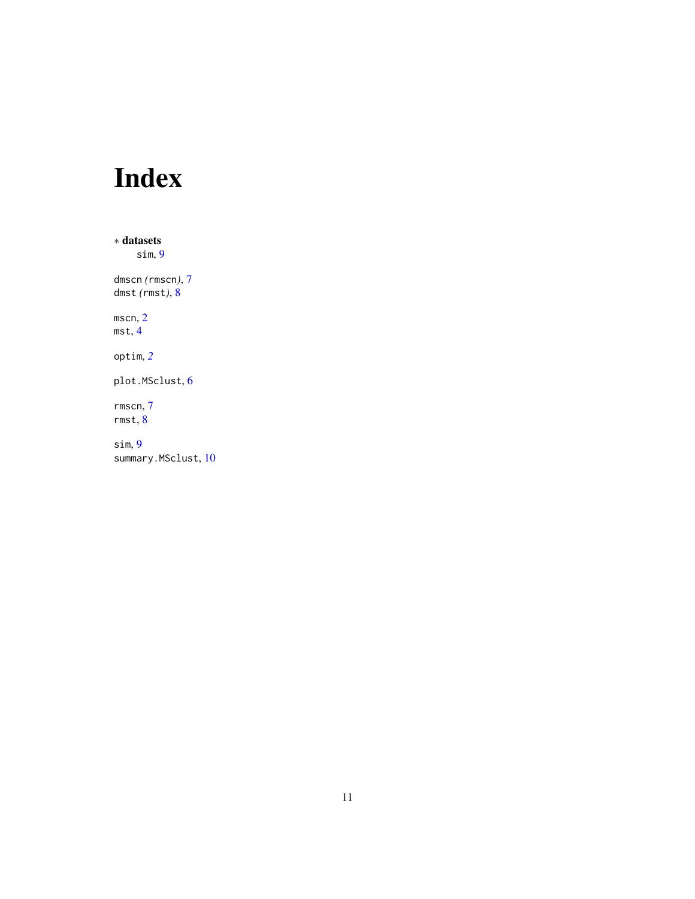# Index

∗ **datasets**
    sim, 9

dmscn *(*rmscn*)*, 7
dmst *(*rmst*)*, 8

mscn, 2
mst, 4

optim, *2*

plot.MSclust, 6

rmscn, 7
rmst, 8

sim, 9
summary.MSclust, 10